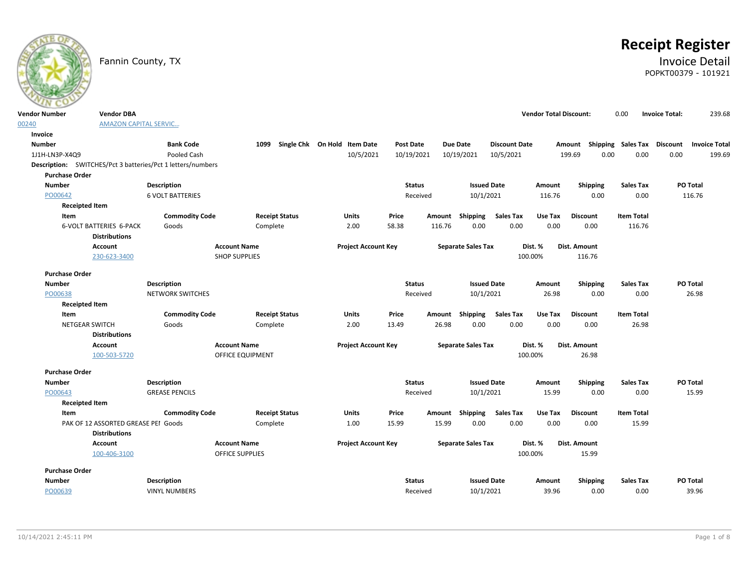# Receipt Register

Fannin County, TX

## Invoice Detail

POPKT00379 - 101921

| Vendor Number | Vendor DBA | Vendor Total Discount: | | Invoice Total: | |
|---|---|---|---|---|---|
| 00240 | AMAZON CAPITAL SERVIC... | | 0.00 | | 239.68 |

**Invoice**

| Number | Bank Code | 1099 | Single Chk | On Hold | Item Date | Post Date | Due Date | Discount Date | Amount | Shipping | Sales Tax | Discount | Invoice Total |
|---|---|---|---|---|---|---|---|---|---|---|---|---|---|
| 1J1H-LN3P-X4Q9 | Pooled Cash | | | | 10/5/2021 | 10/19/2021 | 10/19/2021 | 10/5/2021 | 199.69 | 0.00 | 0.00 | 0.00 | 199.69 |

**Description:** SWITCHES/Pct 3 batteries/Pct 1 letters/numbers

**Purchase Order**

| Number | Description | Status | Issued Date | Amount | Shipping | Sales Tax | PO Total |
|---|---|---|---|---|---|---|---|
| PO00642 | 6 VOLT BATTERIES | Received | 10/1/2021 | 116.76 | 0.00 | 0.00 | 116.76 |

**Receipted Item**

| Item | Commodity Code | Receipt Status | Units | Price | Amount | Shipping | Sales Tax | Use Tax | Discount | Item Total |
|---|---|---|---|---|---|---|---|---|---|---|
| 6-VOLT BATTERIES 6-PACK | Goods | Complete | 2.00 | 58.38 | 116.76 | 0.00 | 0.00 | 0.00 | 0.00 | 116.76 |

**Distributions**

| Account | Account Name | Project Account Key | Separate Sales Tax | Dist. % | Dist. Amount |
|---|---|---|---|---|---|
| 230-623-3400 | SHOP SUPPLIES | | | 100.00% | 116.76 |

**Purchase Order**

| Number | Description | Status | Issued Date | Amount | Shipping | Sales Tax | PO Total |
|---|---|---|---|---|---|---|---|
| PO00638 | NETWORK SWITCHES | Received | 10/1/2021 | 26.98 | 0.00 | 0.00 | 26.98 |

**Receipted Item**

| Item | Commodity Code | Receipt Status | Units | Price | Amount | Shipping | Sales Tax | Use Tax | Discount | Item Total |
|---|---|---|---|---|---|---|---|---|---|---|
| NETGEAR SWITCH | Goods | Complete | 2.00 | 13.49 | 26.98 | 0.00 | 0.00 | 0.00 | 0.00 | 26.98 |

**Distributions**

| Account | Account Name | Project Account Key | Separate Sales Tax | Dist. % | Dist. Amount |
|---|---|---|---|---|---|
| 100-503-5720 | OFFICE EQUIPMENT | | | 100.00% | 26.98 |

**Purchase Order**

| Number | Description | Status | Issued Date | Amount | Shipping | Sales Tax | PO Total |
|---|---|---|---|---|---|---|---|
| PO00643 | GREASE PENCILS | Received | 10/1/2021 | 15.99 | 0.00 | 0.00 | 15.99 |

**Receipted Item**

| Item | Commodity Code | Receipt Status | Units | Price | Amount | Shipping | Sales Tax | Use Tax | Discount | Item Total |
|---|---|---|---|---|---|---|---|---|---|---|
| PAK OF 12 ASSORTED GREASE PEI | Goods | Complete | 1.00 | 15.99 | 15.99 | 0.00 | 0.00 | 0.00 | 0.00 | 15.99 |

**Distributions**

| Account | Account Name | Project Account Key | Separate Sales Tax | Dist. % | Dist. Amount |
|---|---|---|---|---|---|
| 100-406-3100 | OFFICE SUPPLIES | | | 100.00% | 15.99 |

**Purchase Order**

| Number | Description | Status | Issued Date | Amount | Shipping | Sales Tax | PO Total |
|---|---|---|---|---|---|---|---|
| PO00639 | VINYL NUMBERS | Received | 10/1/2021 | 39.96 | 0.00 | 0.00 | 39.96 |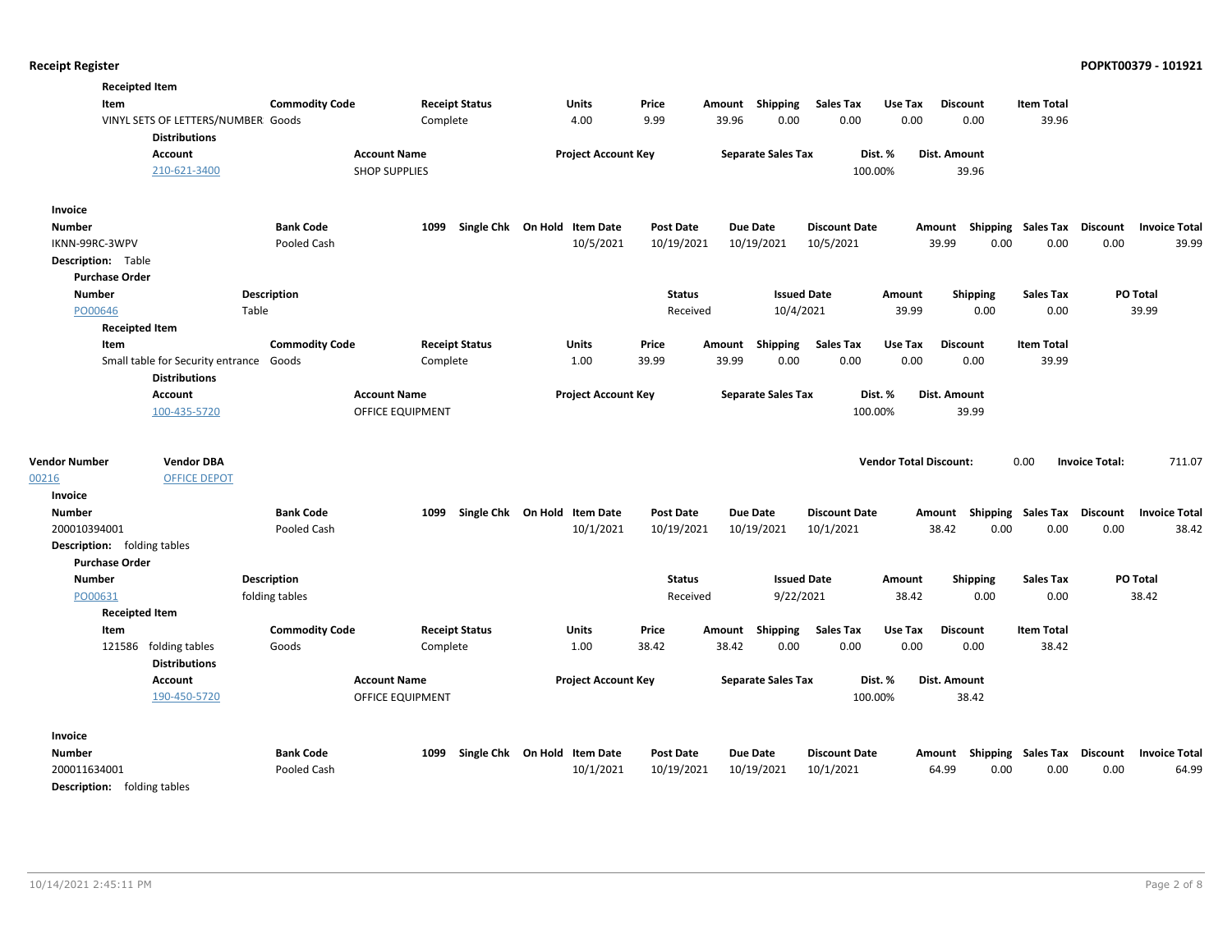**Receipted Item**

| Item | Commodity Code | Receipt Status | Units | Price | Amount | Shipping | Sales Tax | Use Tax | Discount | Item Total |
|---|---|---|---|---|---|---|---|---|---|---|
| VINYL SETS OF LETTERS/NUMBER | Goods | Complete | 4.00 | 9.99 | 39.96 | 0.00 | 0.00 | 0.00 | 0.00 | 39.96 |

**Distributions**

| Account | Account Name | Project Account Key | Separate Sales Tax | Dist. % | Dist. Amount |
|---|---|---|---|---|---|
| 210-621-3400 | SHOP SUPPLIES | | | 100.00% | 39.96 |

**Invoice**

| Number | Bank Code | 1099 | Single Chk | On Hold | Item Date | Post Date | Due Date | Discount Date | Amount | Shipping | Sales Tax | Discount | Invoice Total |
|---|---|---|---|---|---|---|---|---|---|---|---|---|---|
| IKNN-99RC-3WPV | Pooled Cash | | | | 10/5/2021 | 10/19/2021 | 10/19/2021 | 10/5/2021 | 39.99 | 0.00 | 0.00 | 0.00 | 39.99 |

**Description:** Table

**Purchase Order**

| Number | Description | Status | Issued Date | Amount | Shipping | Sales Tax | PO Total |
|---|---|---|---|---|---|---|---|
| PO00646 | Table | Received | 10/4/2021 | 39.99 | 0.00 | 0.00 | 39.99 |

**Receipted Item**

| Item | Commodity Code | Receipt Status | Units | Price | Amount | Shipping | Sales Tax | Use Tax | Discount | Item Total |
|---|---|---|---|---|---|---|---|---|---|---|
| Small table for Security entrance | Goods | Complete | 1.00 | 39.99 | 39.99 | 0.00 | 0.00 | 0.00 | 0.00 | 39.99 |

**Distributions**

| Account | Account Name | Project Account Key | Separate Sales Tax | Dist. % | Dist. Amount |
|---|---|---|---|---|---|
| 100-435-5720 | OFFICE EQUIPMENT | | | 100.00% | 39.99 |

| Vendor Number | Vendor DBA | Vendor Total Discount: | Invoice Total: |
|---|---|---|---|
| 00216 | OFFICE DEPOT | 0.00 | 711.07 |

**Invoice**

| Number | Bank Code | 1099 | Single Chk | On Hold | Item Date | Post Date | Due Date | Discount Date | Amount | Shipping | Sales Tax | Discount | Invoice Total |
|---|---|---|---|---|---|---|---|---|---|---|---|---|---|
| 200010394001 | Pooled Cash | | | | 10/1/2021 | 10/19/2021 | 10/19/2021 | 10/1/2021 | 38.42 | 0.00 | 0.00 | 0.00 | 38.42 |

**Description:** folding tables

**Purchase Order**

| Number | Description | Status | Issued Date | Amount | Shipping | Sales Tax | PO Total |
|---|---|---|---|---|---|---|---|
| PO00631 | folding tables | Received | 9/22/2021 | 38.42 | 0.00 | 0.00 | 38.42 |

**Receipted Item**

| Item | Commodity Code | Receipt Status | Units | Price | Amount | Shipping | Sales Tax | Use Tax | Discount | Item Total |
|---|---|---|---|---|---|---|---|---|---|---|
| 121586 folding tables | Goods | Complete | 1.00 | 38.42 | 38.42 | 0.00 | 0.00 | 0.00 | 0.00 | 38.42 |

**Distributions**

| Account | Account Name | Project Account Key | Separate Sales Tax | Dist. % | Dist. Amount |
|---|---|---|---|---|---|
| 190-450-5720 | OFFICE EQUIPMENT | | | 100.00% | 38.42 |

**Invoice**

| Number | Bank Code | 1099 | Single Chk | On Hold | Item Date | Post Date | Due Date | Discount Date | Amount | Shipping | Sales Tax | Discount | Invoice Total |
|---|---|---|---|---|---|---|---|---|---|---|---|---|---|
| 200011634001 | Pooled Cash | | | | 10/1/2021 | 10/19/2021 | 10/19/2021 | 10/1/2021 | 64.99 | 0.00 | 0.00 | 0.00 | 64.99 |

**Description:** folding tables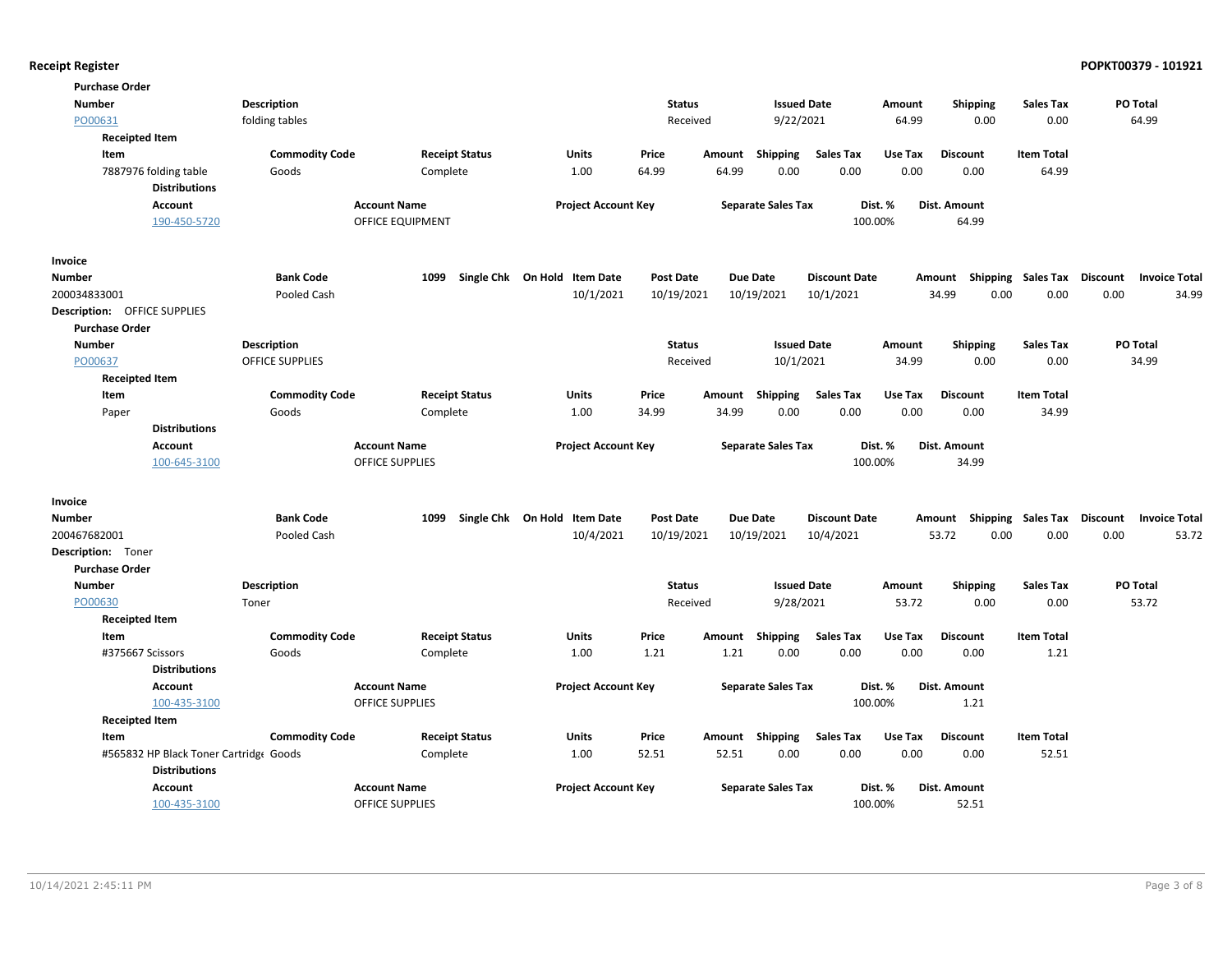**Receipt Register** — POPKT00379 - 101921

**Purchase Order**

| Number | Description | Status | Issued Date | Amount | Shipping | Sales Tax | PO Total |
|---|---|---|---|---|---|---|---|
| PO00631 | folding tables | Received | 9/22/2021 | 64.99 | 0.00 | 0.00 | 64.99 |

**Receipted Item**

| Item | Commodity Code | Receipt Status | Units | Price | Amount | Shipping | Sales Tax | Use Tax | Discount | Item Total |
|---|---|---|---|---|---|---|---|---|---|---|
| 7887976 folding table | Goods | Complete | 1.00 | 64.99 | 64.99 | 0.00 | 0.00 | 0.00 | 0.00 | 64.99 |

**Distributions**

| Account | Account Name | Project Account Key | Separate Sales Tax | Dist. % | Dist. Amount |
|---|---|---|---|---|---|
| 190-450-5720 | OFFICE EQUIPMENT | | | 100.00% | 64.99 |

**Invoice**

| Number | Bank Code | 1099 | Single Chk | On Hold | Item Date | Post Date | Due Date | Discount Date | Amount | Shipping | Sales Tax | Discount | Invoice Total |
|---|---|---|---|---|---|---|---|---|---|---|---|---|---|
| 200034833001 | Pooled Cash | | | | 10/1/2021 | 10/19/2021 | 10/19/2021 | 10/1/2021 | 34.99 | 0.00 | 0.00 | 0.00 | 34.99 |

**Description:** OFFICE SUPPLIES

**Purchase Order**

| Number | Description | Status | Issued Date | Amount | Shipping | Sales Tax | PO Total |
|---|---|---|---|---|---|---|---|
| PO00637 | OFFICE SUPPLIES | Received | 10/1/2021 | 34.99 | 0.00 | 0.00 | 34.99 |

**Receipted Item**

| Item | Commodity Code | Receipt Status | Units | Price | Amount | Shipping | Sales Tax | Use Tax | Discount | Item Total |
|---|---|---|---|---|---|---|---|---|---|---|
| Paper | Goods | Complete | 1.00 | 34.99 | 34.99 | 0.00 | 0.00 | 0.00 | 0.00 | 34.99 |

**Distributions**

| Account | Account Name | Project Account Key | Separate Sales Tax | Dist. % | Dist. Amount |
|---|---|---|---|---|---|
| 100-645-3100 | OFFICE SUPPLIES | | | 100.00% | 34.99 |

**Invoice**

| Number | Bank Code | 1099 | Single Chk | On Hold | Item Date | Post Date | Due Date | Discount Date | Amount | Shipping | Sales Tax | Discount | Invoice Total |
|---|---|---|---|---|---|---|---|---|---|---|---|---|---|
| 200467682001 | Pooled Cash | | | | 10/4/2021 | 10/19/2021 | 10/19/2021 | 10/4/2021 | 53.72 | 0.00 | 0.00 | 0.00 | 53.72 |

**Description:** Toner

**Purchase Order**

| Number | Description | Status | Issued Date | Amount | Shipping | Sales Tax | PO Total |
|---|---|---|---|---|---|---|---|
| PO00630 | Toner | Received | 9/28/2021 | 53.72 | 0.00 | 0.00 | 53.72 |

**Receipted Item**

| Item | Commodity Code | Receipt Status | Units | Price | Amount | Shipping | Sales Tax | Use Tax | Discount | Item Total |
|---|---|---|---|---|---|---|---|---|---|---|
| #375667 Scissors | Goods | Complete | 1.00 | 1.21 | 1.21 | 0.00 | 0.00 | 0.00 | 0.00 | 1.21 |

**Distributions**

| Account | Account Name | Project Account Key | Separate Sales Tax | Dist. % | Dist. Amount |
|---|---|---|---|---|---|
| 100-435-3100 | OFFICE SUPPLIES | | | 100.00% | 1.21 |

**Receipted Item**

| Item | Commodity Code | Receipt Status | Units | Price | Amount | Shipping | Sales Tax | Use Tax | Discount | Item Total |
|---|---|---|---|---|---|---|---|---|---|---|
| #565832 HP Black Toner Cartridge | Goods | Complete | 1.00 | 52.51 | 52.51 | 0.00 | 0.00 | 0.00 | 0.00 | 52.51 |

**Distributions**

| Account | Account Name | Project Account Key | Separate Sales Tax | Dist. % | Dist. Amount |
|---|---|---|---|---|---|
| 100-435-3100 | OFFICE SUPPLIES | | | 100.00% | 52.51 |

10/14/2021 2:45:11 PM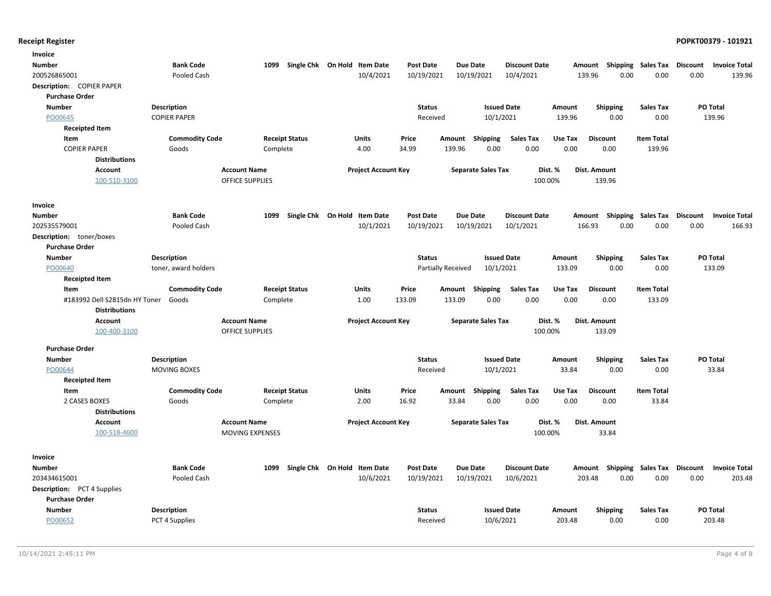**Receipt Register** **POPKT00379 - 101921**

**Invoice**

| Number | Bank Code | 1099 | Single Chk | On Hold | Item Date | Post Date | Due Date | Discount Date | Amount | Shipping | Sales Tax | Discount | Invoice Total |
|---|---|---|---|---|---|---|---|---|---|---|---|---|---|
| 200526865001 | Pooled Cash | | | | 10/4/2021 | 10/19/2021 | 10/19/2021 | 10/4/2021 | 139.96 | 0.00 | 0.00 | 0.00 | 139.96 |

**Description:** COPIER PAPER

**Purchase Order**

| Number | Description | Status | Issued Date | Amount | Shipping | Sales Tax | PO Total |
|---|---|---|---|---|---|---|---|
| PO00645 | COPIER PAPER | Received | 10/1/2021 | 139.96 | 0.00 | 0.00 | 139.96 |

**Receipted Item**

| Item | Commodity Code | Receipt Status | Units | Price | Amount | Shipping | Sales Tax | Use Tax | Discount | Item Total |
|---|---|---|---|---|---|---|---|---|---|---|
| COPIER PAPER | Goods | Complete | 4.00 | 34.99 | 139.96 | 0.00 | 0.00 | 0.00 | 0.00 | 139.96 |

**Distributions**

| Account | Account Name | Project Account Key | Separate Sales Tax | Dist. % | Dist. Amount |
|---|---|---|---|---|---|
| 100-510-3100 | OFFICE SUPPLIES | | | 100.00% | 139.96 |

**Invoice**

| Number | Bank Code | 1099 | Single Chk | On Hold | Item Date | Post Date | Due Date | Discount Date | Amount | Shipping | Sales Tax | Discount | Invoice Total |
|---|---|---|---|---|---|---|---|---|---|---|---|---|---|
| 202535579001 | Pooled Cash | | | | 10/1/2021 | 10/19/2021 | 10/19/2021 | 10/1/2021 | 166.93 | 0.00 | 0.00 | 0.00 | 166.93 |

**Description:** toner/boxes

**Purchase Order**

| Number | Description | Status | Issued Date | Amount | Shipping | Sales Tax | PO Total |
|---|---|---|---|---|---|---|---|
| PO00640 | toner, award holders | Partially Received | 10/1/2021 | 133.09 | 0.00 | 0.00 | 133.09 |

**Receipted Item**

| Item | Commodity Code | Receipt Status | Units | Price | Amount | Shipping | Sales Tax | Use Tax | Discount | Item Total |
|---|---|---|---|---|---|---|---|---|---|---|
| #183992 Dell S2815dn HY Toner | Goods | Complete | 1.00 | 133.09 | 133.09 | 0.00 | 0.00 | 0.00 | 0.00 | 133.09 |

**Distributions**

| Account | Account Name | Project Account Key | Separate Sales Tax | Dist. % | Dist. Amount |
|---|---|---|---|---|---|
| 100-400-3100 | OFFICE SUPPLIES | | | 100.00% | 133.09 |

**Purchase Order**

| Number | Description | Status | Issued Date | Amount | Shipping | Sales Tax | PO Total |
|---|---|---|---|---|---|---|---|
| PO00644 | MOVING BOXES | Received | 10/1/2021 | 33.84 | 0.00 | 0.00 | 33.84 |

**Receipted Item**

| Item | Commodity Code | Receipt Status | Units | Price | Amount | Shipping | Sales Tax | Use Tax | Discount | Item Total |
|---|---|---|---|---|---|---|---|---|---|---|
| 2 CASES BOXES | Goods | Complete | 2.00 | 16.92 | 33.84 | 0.00 | 0.00 | 0.00 | 0.00 | 33.84 |

**Distributions**

| Account | Account Name | Project Account Key | Separate Sales Tax | Dist. % | Dist. Amount |
|---|---|---|---|---|---|
| 100-518-4600 | MOVING EXPENSES | | | 100.00% | 33.84 |

**Invoice**

| Number | Bank Code | 1099 | Single Chk | On Hold | Item Date | Post Date | Due Date | Discount Date | Amount | Shipping | Sales Tax | Discount | Invoice Total |
|---|---|---|---|---|---|---|---|---|---|---|---|---|---|
| 203434615001 | Pooled Cash | | | | 10/6/2021 | 10/19/2021 | 10/19/2021 | 10/6/2021 | 203.48 | 0.00 | 0.00 | 0.00 | 203.48 |

**Description:** PCT 4 Supplies

**Purchase Order**

| Number | Description | Status | Issued Date | Amount | Shipping | Sales Tax | PO Total |
|---|---|---|---|---|---|---|---|
| PO00652 | PCT 4 Supplies | Received | 10/6/2021 | 203.48 | 0.00 | 0.00 | 203.48 |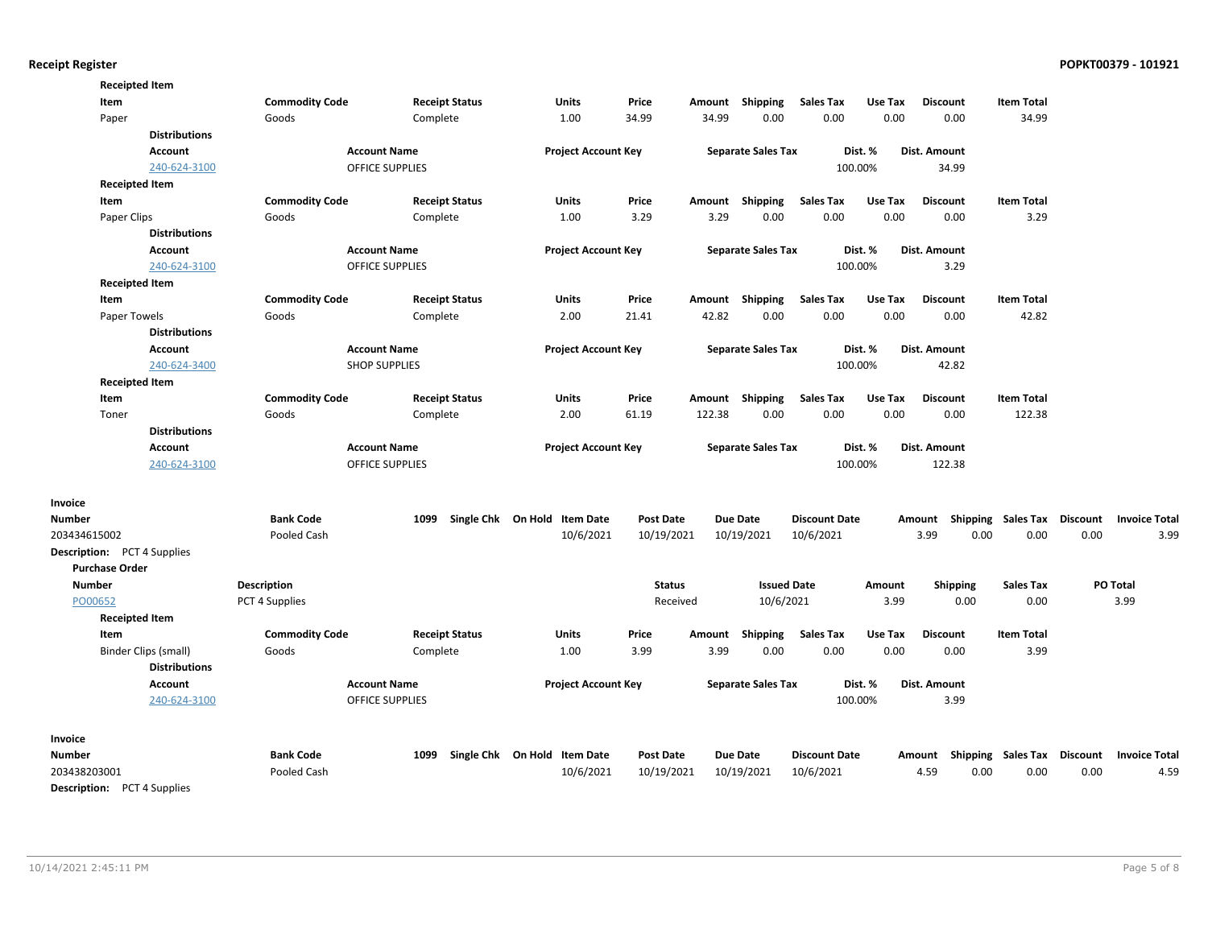**Receipted Item**

| Item | Commodity Code | Receipt Status | Units | Price | Amount | Shipping | Sales Tax | Use Tax | Discount | Item Total |
|---|---|---|---|---|---|---|---|---|---|---|
| Paper | Goods | Complete | 1.00 | 34.99 | 34.99 | 0.00 | 0.00 | 0.00 | 0.00 | 34.99 |

**Distributions**

| Account | Account Name | Project Account Key | Separate Sales Tax | Dist. % | Dist. Amount |
|---|---|---|---|---|---|
| 240-624-3100 | OFFICE SUPPLIES | | | 100.00% | 34.99 |

**Receipted Item**

| Item | Commodity Code | Receipt Status | Units | Price | Amount | Shipping | Sales Tax | Use Tax | Discount | Item Total |
|---|---|---|---|---|---|---|---|---|---|---|
| Paper Clips | Goods | Complete | 1.00 | 3.29 | 3.29 | 0.00 | 0.00 | 0.00 | 0.00 | 3.29 |

**Distributions**

| Account | Account Name | Project Account Key | Separate Sales Tax | Dist. % | Dist. Amount |
|---|---|---|---|---|---|
| 240-624-3100 | OFFICE SUPPLIES | | | 100.00% | 3.29 |

**Receipted Item**

| Item | Commodity Code | Receipt Status | Units | Price | Amount | Shipping | Sales Tax | Use Tax | Discount | Item Total |
|---|---|---|---|---|---|---|---|---|---|---|
| Paper Towels | Goods | Complete | 2.00 | 21.41 | 42.82 | 0.00 | 0.00 | 0.00 | 0.00 | 42.82 |

**Distributions**

| Account | Account Name | Project Account Key | Separate Sales Tax | Dist. % | Dist. Amount |
|---|---|---|---|---|---|
| 240-624-3400 | SHOP SUPPLIES | | | 100.00% | 42.82 |

**Receipted Item**

| Item | Commodity Code | Receipt Status | Units | Price | Amount | Shipping | Sales Tax | Use Tax | Discount | Item Total |
|---|---|---|---|---|---|---|---|---|---|---|
| Toner | Goods | Complete | 2.00 | 61.19 | 122.38 | 0.00 | 0.00 | 0.00 | 0.00 | 122.38 |

**Distributions**

| Account | Account Name | Project Account Key | Separate Sales Tax | Dist. % | Dist. Amount |
|---|---|---|---|---|---|
| 240-624-3100 | OFFICE SUPPLIES | | | 100.00% | 122.38 |

**Invoice**

| Number | Bank Code | 1099 | Single Chk | On Hold | Item Date | Post Date | Due Date | Discount Date | Amount | Shipping | Sales Tax | Discount | Invoice Total |
|---|---|---|---|---|---|---|---|---|---|---|---|---|---|
| 203434615002 | Pooled Cash | | | | 10/6/2021 | 10/19/2021 | 10/19/2021 | 10/6/2021 | 3.99 | 0.00 | 0.00 | 0.00 | 3.99 |

**Description:** PCT 4 Supplies

**Purchase Order**

| Number | Description | Status | Issued Date | Amount | Shipping | Sales Tax | PO Total |
|---|---|---|---|---|---|---|---|
| PO00652 | PCT 4 Supplies | Received | 10/6/2021 | 3.99 | 0.00 | 0.00 | 3.99 |

**Receipted Item**

| Item | Commodity Code | Receipt Status | Units | Price | Amount | Shipping | Sales Tax | Use Tax | Discount | Item Total |
|---|---|---|---|---|---|---|---|---|---|---|
| Binder Clips (small) | Goods | Complete | 1.00 | 3.99 | 3.99 | 0.00 | 0.00 | 0.00 | 0.00 | 3.99 |

**Distributions**

| Account | Account Name | Project Account Key | Separate Sales Tax | Dist. % | Dist. Amount |
|---|---|---|---|---|---|
| 240-624-3100 | OFFICE SUPPLIES | | | 100.00% | 3.99 |

**Invoice**

| Number | Bank Code | 1099 | Single Chk | On Hold | Item Date | Post Date | Due Date | Discount Date | Amount | Shipping | Sales Tax | Discount | Invoice Total |
|---|---|---|---|---|---|---|---|---|---|---|---|---|---|
| 203438203001 | Pooled Cash | | | | 10/6/2021 | 10/19/2021 | 10/19/2021 | 10/6/2021 | 4.59 | 0.00 | 0.00 | 0.00 | 4.59 |

**Description:** PCT 4 Supplies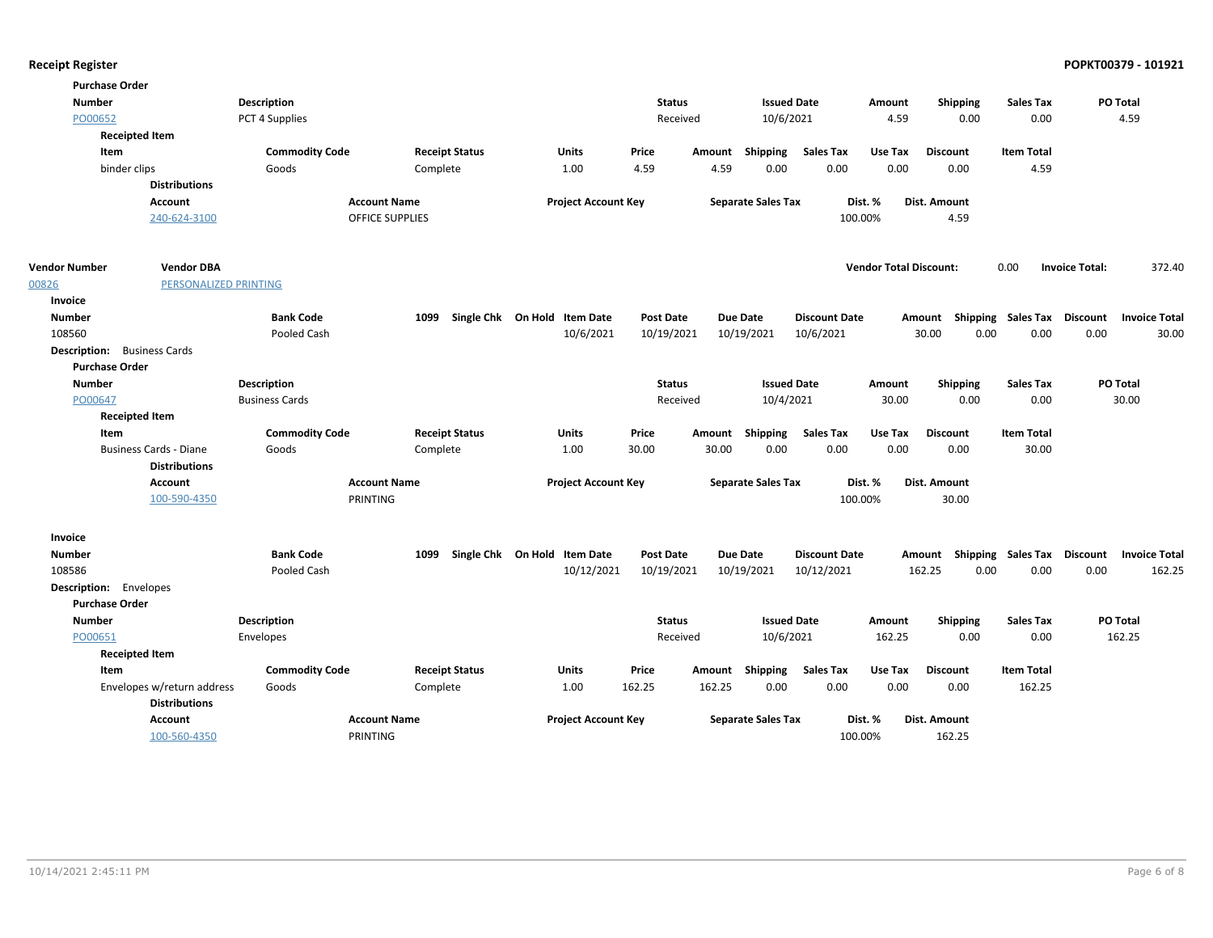**Purchase Order**

| Number | Description | Status | Issued Date | Amount | Shipping | Sales Tax | PO Total |
|---|---|---|---|---|---|---|---|
| PO00652 | PCT 4 Supplies | Received | 10/6/2021 | 4.59 | 0.00 | 0.00 | 4.59 |

**Receipted Item**

| Item | Commodity Code | Receipt Status | Units | Price | Amount | Shipping | Sales Tax | Use Tax | Discount | Item Total |
|---|---|---|---|---|---|---|---|---|---|---|
| binder clips | Goods | Complete | 1.00 | 4.59 | 4.59 | 0.00 | 0.00 | 0.00 | 0.00 | 4.59 |

**Distributions**

| Account | Account Name | Project Account Key | Separate Sales Tax | Dist. % | Dist. Amount |
|---|---|---|---|---|---|
| 240-624-3100 | OFFICE SUPPLIES | | | 100.00% | 4.59 |

| Vendor Number | Vendor DBA | Vendor Total Discount: | 0.00 | Invoice Total: | 372.40 |
|---|---|---|---|---|---|
| 00826 | PERSONALIZED PRINTING | | | | |

**Invoice**

| Number | Bank Code | 1099 | Single Chk | On Hold | Item Date | Post Date | Due Date | Discount Date | Amount | Shipping | Sales Tax | Discount | Invoice Total |
|---|---|---|---|---|---|---|---|---|---|---|---|---|---|
| 108560 | Pooled Cash | | | | 10/6/2021 | 10/19/2021 | 10/19/2021 | 10/6/2021 | 30.00 | 0.00 | 0.00 | 0.00 | 30.00 |

**Description:** Business Cards

**Purchase Order**

| Number | Description | Status | Issued Date | Amount | Shipping | Sales Tax | PO Total |
|---|---|---|---|---|---|---|---|
| PO00647 | Business Cards | Received | 10/4/2021 | 30.00 | 0.00 | 0.00 | 30.00 |

**Receipted Item**

| Item | Commodity Code | Receipt Status | Units | Price | Amount | Shipping | Sales Tax | Use Tax | Discount | Item Total |
|---|---|---|---|---|---|---|---|---|---|---|
| Business Cards - Diane | Goods | Complete | 1.00 | 30.00 | 30.00 | 0.00 | 0.00 | 0.00 | 0.00 | 30.00 |

**Distributions**

| Account | Account Name | Project Account Key | Separate Sales Tax | Dist. % | Dist. Amount |
|---|---|---|---|---|---|
| 100-590-4350 | PRINTING | | | 100.00% | 30.00 |

**Invoice**

| Number | Bank Code | 1099 | Single Chk | On Hold | Item Date | Post Date | Due Date | Discount Date | Amount | Shipping | Sales Tax | Discount | Invoice Total |
|---|---|---|---|---|---|---|---|---|---|---|---|---|---|
| 108586 | Pooled Cash | | | | 10/12/2021 | 10/19/2021 | 10/19/2021 | 10/12/2021 | 162.25 | 0.00 | 0.00 | 0.00 | 162.25 |

**Description:** Envelopes

**Purchase Order**

| Number | Description | Status | Issued Date | Amount | Shipping | Sales Tax | PO Total |
|---|---|---|---|---|---|---|---|
| PO00651 | Envelopes | Received | 10/6/2021 | 162.25 | 0.00 | 0.00 | 162.25 |

**Receipted Item**

| Item | Commodity Code | Receipt Status | Units | Price | Amount | Shipping | Sales Tax | Use Tax | Discount | Item Total |
|---|---|---|---|---|---|---|---|---|---|---|
| Envelopes w/return address | Goods | Complete | 1.00 | 162.25 | 162.25 | 0.00 | 0.00 | 0.00 | 0.00 | 162.25 |

**Distributions**

| Account | Account Name | Project Account Key | Separate Sales Tax | Dist. % | Dist. Amount |
|---|---|---|---|---|---|
| 100-560-4350 | PRINTING | | | 100.00% | 162.25 |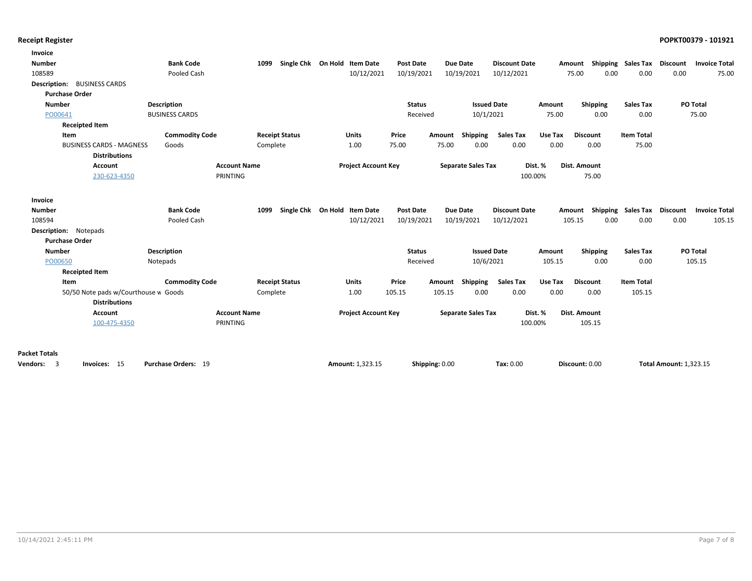## Receipt Register

**POPKT00379 - 101921**

### Invoice

| Number | Bank Code | 1099 | Single Chk | On Hold | Item Date | Post Date | Due Date | Discount Date | Amount | Shipping | Sales Tax | Discount | Invoice Total |
|---|---|---|---|---|---|---|---|---|---|---|---|---|---|
| 108589 | Pooled Cash | | | | 10/12/2021 | 10/19/2021 | 10/19/2021 | 10/12/2021 | 75.00 | 0.00 | 0.00 | 0.00 | 75.00 |

**Description:** BUSINESS CARDS

**Purchase Order**

| Number | Description | Status | Issued Date | Amount | Shipping | Sales Tax | PO Total |
|---|---|---|---|---|---|---|---|
| PO00641 | BUSINESS CARDS | Received | 10/1/2021 | 75.00 | 0.00 | 0.00 | 75.00 |

**Receipted Item**

| Item | Commodity Code | Receipt Status | Units | Price | Amount | Shipping | Sales Tax | Use Tax | Discount | Item Total |
|---|---|---|---|---|---|---|---|---|---|---|
| BUSINESS CARDS - MAGNESS | Goods | Complete | 1.00 | 75.00 | 75.00 | 0.00 | 0.00 | 0.00 | 0.00 | 75.00 |

**Distributions**

| Account | Account Name | Project Account Key | Separate Sales Tax | Dist. % | Dist. Amount |
|---|---|---|---|---|---|
| 230-623-4350 | PRINTING | | | 100.00% | 75.00 |

### Invoice

| Number | Bank Code | 1099 | Single Chk | On Hold | Item Date | Post Date | Due Date | Discount Date | Amount | Shipping | Sales Tax | Discount | Invoice Total |
|---|---|---|---|---|---|---|---|---|---|---|---|---|---|
| 108594 | Pooled Cash | | | | 10/12/2021 | 10/19/2021 | 10/19/2021 | 10/12/2021 | 105.15 | 0.00 | 0.00 | 0.00 | 105.15 |

**Description:** Notepads

**Purchase Order**

| Number | Description | Status | Issued Date | Amount | Shipping | Sales Tax | PO Total |
|---|---|---|---|---|---|---|---|
| PO00650 | Notepads | Received | 10/6/2021 | 105.15 | 0.00 | 0.00 | 105.15 |

**Receipted Item**

| Item | Commodity Code | Receipt Status | Units | Price | Amount | Shipping | Sales Tax | Use Tax | Discount | Item Total |
|---|---|---|---|---|---|---|---|---|---|---|
| 50/50 Note pads w/Courthouse w | Goods | Complete | 1.00 | 105.15 | 105.15 | 0.00 | 0.00 | 0.00 | 0.00 | 105.15 |

**Distributions**

| Account | Account Name | Project Account Key | Separate Sales Tax | Dist. % | Dist. Amount |
|---|---|---|---|---|---|
| 100-475-4350 | PRINTING | | | 100.00% | 105.15 |

### Packet Totals

| Vendors: | Invoices: | Purchase Orders: | Amount: | Shipping: | Tax: | Discount: | Total Amount: |
|---|---|---|---|---|---|---|---|
| 3 | 15 | 19 | 1,323.15 | 0.00 | 0.00 | 0.00 | 1,323.15 |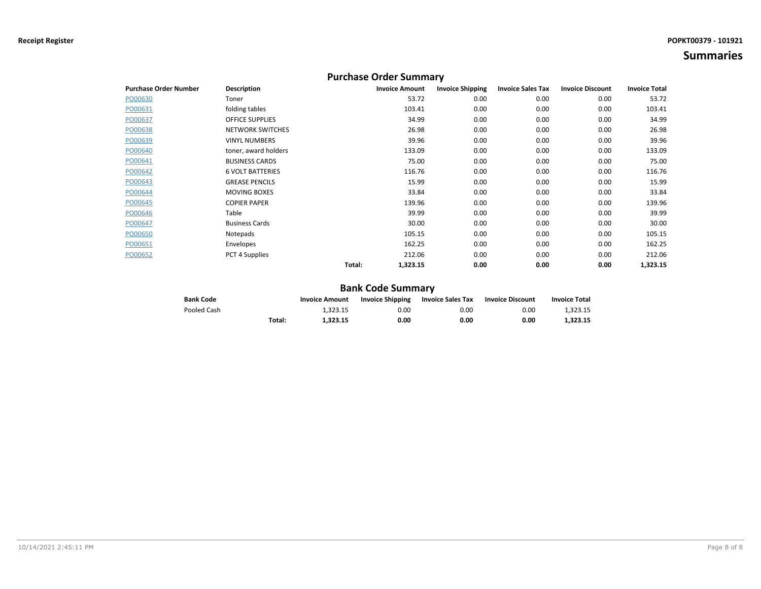**Receipt Register**

**POPKT00379 - 101921**

# Summaries

## Purchase Order Summary

| Purchase Order Number | Description | | Invoice Amount | Invoice Shipping | Invoice Sales Tax | Invoice Discount | Invoice Total |
|---|---|---|---|---|---|---|---|
| PO00630 | Toner | | 53.72 | 0.00 | 0.00 | 0.00 | 53.72 |
| PO00631 | folding tables | | 103.41 | 0.00 | 0.00 | 0.00 | 103.41 |
| PO00637 | OFFICE SUPPLIES | | 34.99 | 0.00 | 0.00 | 0.00 | 34.99 |
| PO00638 | NETWORK SWITCHES | | 26.98 | 0.00 | 0.00 | 0.00 | 26.98 |
| PO00639 | VINYL NUMBERS | | 39.96 | 0.00 | 0.00 | 0.00 | 39.96 |
| PO00640 | toner, award holders | | 133.09 | 0.00 | 0.00 | 0.00 | 133.09 |
| PO00641 | BUSINESS CARDS | | 75.00 | 0.00 | 0.00 | 0.00 | 75.00 |
| PO00642 | 6 VOLT BATTERIES | | 116.76 | 0.00 | 0.00 | 0.00 | 116.76 |
| PO00643 | GREASE PENCILS | | 15.99 | 0.00 | 0.00 | 0.00 | 15.99 |
| PO00644 | MOVING BOXES | | 33.84 | 0.00 | 0.00 | 0.00 | 33.84 |
| PO00645 | COPIER PAPER | | 139.96 | 0.00 | 0.00 | 0.00 | 139.96 |
| PO00646 | Table | | 39.99 | 0.00 | 0.00 | 0.00 | 39.99 |
| PO00647 | Business Cards | | 30.00 | 0.00 | 0.00 | 0.00 | 30.00 |
| PO00650 | Notepads | | 105.15 | 0.00 | 0.00 | 0.00 | 105.15 |
| PO00651 | Envelopes | | 162.25 | 0.00 | 0.00 | 0.00 | 162.25 |
| PO00652 | PCT 4 Supplies | | 212.06 | 0.00 | 0.00 | 0.00 | 212.06 |
| | | **Total:** | **1,323.15** | **0.00** | **0.00** | **0.00** | **1,323.15** |

## Bank Code Summary

| Bank Code | | Invoice Amount | Invoice Shipping | Invoice Sales Tax | Invoice Discount | Invoice Total |
|---|---|---|---|---|---|---|
| Pooled Cash | | 1,323.15 | 0.00 | 0.00 | 0.00 | 1,323.15 |
| | **Total:** | **1,323.15** | **0.00** | **0.00** | **0.00** | **1,323.15** |

10/14/2021 2:45:11 PM